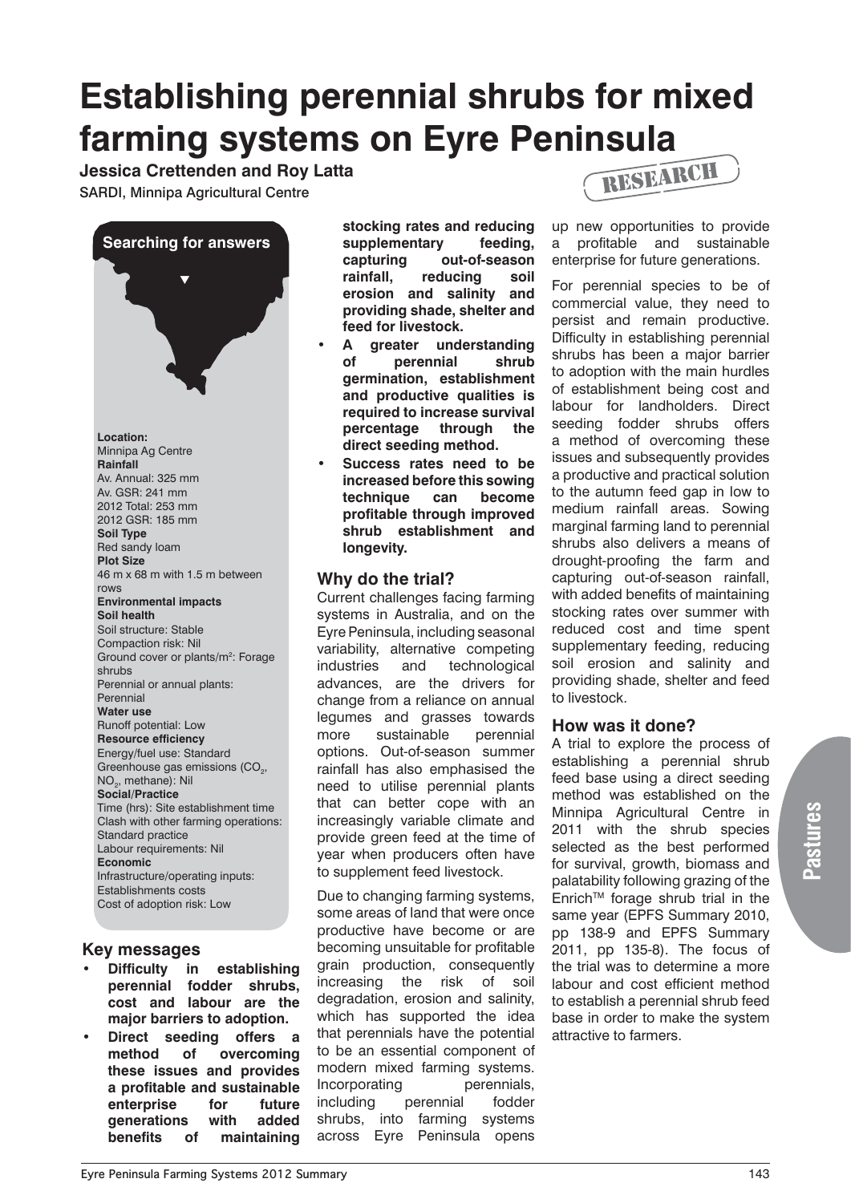# Establishing perennial shrubs for mixed farming systems on Eyre Peninsula

**Jessica Crettenden and Roy Latta**

SARDI, Minnipa Agricultural Centre

RESEARCH

**Searching for answers**

**Location:**
Minnipa Ag Centre
**Rainfall**
Av. Annual: 325 mm
Av. GSR: 241 mm
2012 Total: 253 mm
2012 GSR: 185 mm
**Soil Type**
Red sandy loam
**Plot Size**
46 m x 68 m with 1.5 m between rows
**Environmental impacts**
**Soil health**
Soil structure: Stable
Compaction risk: Nil
Ground cover or plants/m$^2$: Forage shrubs
Perennial or annual plants: Perennial
**Water use**
Runoff potential: Low
**Resource efficiency**
Energy/fuel use: Standard
Greenhouse gas emissions ($CO_2$, $NO_2$, methane): Nil
**Social/Practice**
Time (hrs): Site establishment time
Clash with other farming operations: Standard practice
Labour requirements: Nil
**Economic**
Infrastructure/operating inputs: Establishments costs
Cost of adoption risk: Low

## Key messages

- **Difficulty in establishing perennial fodder shrubs, cost and labour are the major barriers to adoption.**
- **Direct seeding offers a method of overcoming these issues and provides a profitable and sustainable enterprise for future generations with added benefits of maintaining stocking rates and reducing supplementary feeding, capturing out-of-season rainfall, reducing soil erosion and salinity and providing shade, shelter and feed for livestock.**
- **A greater understanding of perennial shrub germination, establishment and productive qualities is required to increase survival percentage through the direct seeding method.**
- **Success rates need to be increased before this sowing technique can become profitable through improved shrub establishment and longevity.**

## Why do the trial?

Current challenges facing farming systems in Australia, and on the Eyre Peninsula, including seasonal variability, alternative competing industries and technological advances, are the drivers for change from a reliance on annual legumes and grasses towards more sustainable perennial options. Out-of-season summer rainfall has also emphasised the need to utilise perennial plants that can better cope with an increasingly variable climate and provide green feed at the time of year when producers often have to supplement feed livestock.

Due to changing farming systems, some areas of land that were once productive have become or are becoming unsuitable for profitable grain production, consequently increasing the risk of soil degradation, erosion and salinity, which has supported the idea that perennials have the potential to be an essential component of modern mixed farming systems. Incorporating perennials, including perennial fodder shrubs, into farming systems across Eyre Peninsula opens up new opportunities to provide a profitable and sustainable enterprise for future generations.

For perennial species to be of commercial value, they need to persist and remain productive. Difficulty in establishing perennial shrubs has been a major barrier to adoption with the main hurdles of establishment being cost and labour for landholders. Direct seeding fodder shrubs offers a method of overcoming these issues and subsequently provides a productive and practical solution to the autumn feed gap in low to medium rainfall areas. Sowing marginal farming land to perennial shrubs also delivers a means of drought-proofing the farm and capturing out-of-season rainfall, with added benefits of maintaining stocking rates over summer with reduced cost and time spent supplementary feeding, reducing soil erosion and salinity and providing shade, shelter and feed to livestock.

## How was it done?

A trial to explore the process of establishing a perennial shrub feed base using a direct seeding method was established on the Minnipa Agricultural Centre in 2011 with the shrub species selected as the best performed for survival, growth, biomass and palatability following grazing of the Enrich™ forage shrub trial in the same year (EPFS Summary 2010, pp 138-9 and EPFS Summary 2011, pp 135-8). The focus of the trial was to determine a more labour and cost efficient method to establish a perennial shrub feed base in order to make the system attractive to farmers.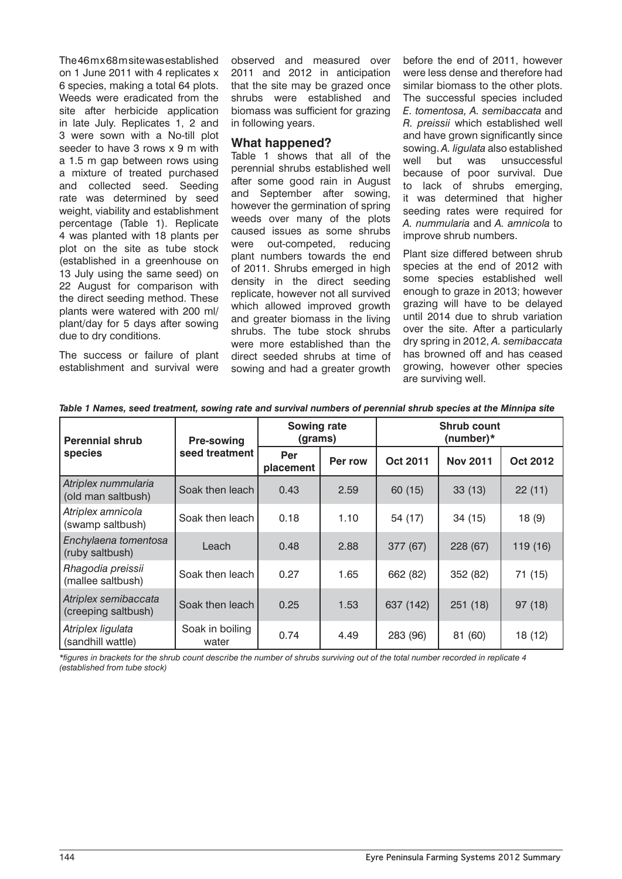The 46 m x 68 m site was established on 1 June 2011 with 4 replicates x 6 species, making a total 64 plots. Weeds were eradicated from the site after herbicide application in late July. Replicates 1, 2 and 3 were sown with a No-till plot seeder to have 3 rows x 9 m with a 1.5 m gap between rows using a mixture of treated purchased and collected seed. Seeding rate was determined by seed weight, viability and establishment percentage (Table 1). Replicate 4 was planted with 18 plants per plot on the site as tube stock (established in a greenhouse on 13 July using the same seed) on 22 August for comparison with the direct seeding method. These plants were watered with 200 ml/plant/day for 5 days after sowing due to dry conditions.

The success or failure of plant establishment and survival were observed and measured over 2011 and 2012 in anticipation that the site may be grazed once shrubs were established and biomass was sufficient for grazing in following years.

## What happened?

Table 1 shows that all of the perennial shrubs established well after some good rain in August and September after sowing, however the germination of spring weeds over many of the plots caused issues as some shrubs were out-competed, reducing plant numbers towards the end of 2011. Shrubs emerged in high density in the direct seeding replicate, however not all survived which allowed improved growth and greater biomass in the living shrubs. The tube stock shrubs were more established than the direct seeded shrubs at time of sowing and had a greater growth before the end of 2011, however were less dense and therefore had similar biomass to the other plots. The successful species included *E. tomentosa, A. semibaccata* and *R. preissii* which established well and have grown significantly since sowing. *A. ligulata* also established well but was unsuccessful because of poor survival. Due to lack of shrubs emerging, it was determined that higher seeding rates were required for *A. nummularia* and *A. amnicola* to improve shrub numbers.

Plant size differed between shrub species at the end of 2012 with some species established well enough to graze in 2013; however grazing will have to be delayed until 2014 due to shrub variation over the site. After a particularly dry spring in 2012, *A. semibaccata* has browned off and has ceased growing, however other species are surviving well.

***Table 1 Names, seed treatment, sowing rate and survival numbers of perennial shrub species at the Minnipa site***

| Perennial shrub species | Pre-sowing seed treatment | Sowing rate (grams) | | Shrub count (number)* | | |
|---|---|---|---|---|---|---|
| | | Per placement | Per row | Oct 2011 | Nov 2011 | Oct 2012 |
| *Atriplex nummularia* (old man saltbush) | Soak then leach | 0.43 | 2.59 | 60 (15) | 33 (13) | 22 (11) |
| *Atriplex amnicola* (swamp saltbush) | Soak then leach | 0.18 | 1.10 | 54 (17) | 34 (15) | 18 (9) |
| *Enchylaena tomentosa* (ruby saltbush) | Leach | 0.48 | 2.88 | 377 (67) | 228 (67) | 119 (16) |
| *Rhagodia preissii* (mallee saltbush) | Soak then leach | 0.27 | 1.65 | 662 (82) | 352 (82) | 71 (15) |
| *Atriplex semibaccata* (creeping saltbush) | Soak then leach | 0.25 | 1.53 | 637 (142) | 251 (18) | 97 (18) |
| *Atriplex ligulata* (sandhill wattle) | Soak in boiling water | 0.74 | 4.49 | 283 (96) | 81 (60) | 18 (12) |

*\*figures in brackets for the shrub count describe the number of shrubs surviving out of the total number recorded in replicate 4 (established from tube stock)*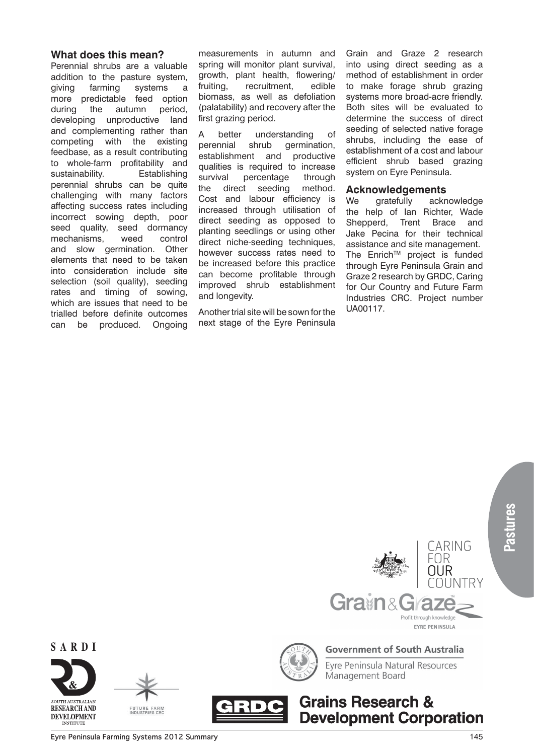## What does this mean?

Perennial shrubs are a valuable addition to the pasture system, giving farming systems a more predictable feed option during the autumn period, developing unproductive land and complementing rather than competing with the existing feedbase, as a result contributing to whole-farm profitability and sustainability. Establishing perennial shrubs can be quite challenging with many factors affecting success rates including incorrect sowing depth, poor seed quality, seed dormancy mechanisms, weed control and slow germination. Other elements that need to be taken into consideration include site selection (soil quality), seeding rates and timing of sowing, which are issues that need to be trialled before definite outcomes can be produced. Ongoing measurements in autumn and spring will monitor plant survival, growth, plant health, flowering/fruiting, recruitment, edible biomass, as well as defoliation (palatability) and recovery after the first grazing period.

A better understanding of perennial shrub germination, establishment and productive qualities is required to increase survival percentage through the direct seeding method. Cost and labour efficiency is increased through utilisation of direct seeding as opposed to planting seedlings or using other direct niche-seeding techniques, however success rates need to be increased before this practice can become profitable through improved shrub establishment and longevity.

Another trial site will be sown for the next stage of the Eyre Peninsula Grain and Graze 2 research into using direct seeding as a method of establishment in order to make forage shrub grazing systems more broad-acre friendly. Both sites will be evaluated to determine the success of direct seeding of selected native forage shrubs, including the ease of establishment of a cost and labour efficient shrub based grazing system on Eyre Peninsula.

## Acknowledgements

We gratefully acknowledge the help of Ian Richter, Wade Shepperd, Trent Brace and Jake Pecina for their technical assistance and site management. The Enrich™ project is funded through Eyre Peninsula Grain and Graze 2 research by GRDC, Caring for Our Country and Future Farm Industries CRC. Project number UA00117.